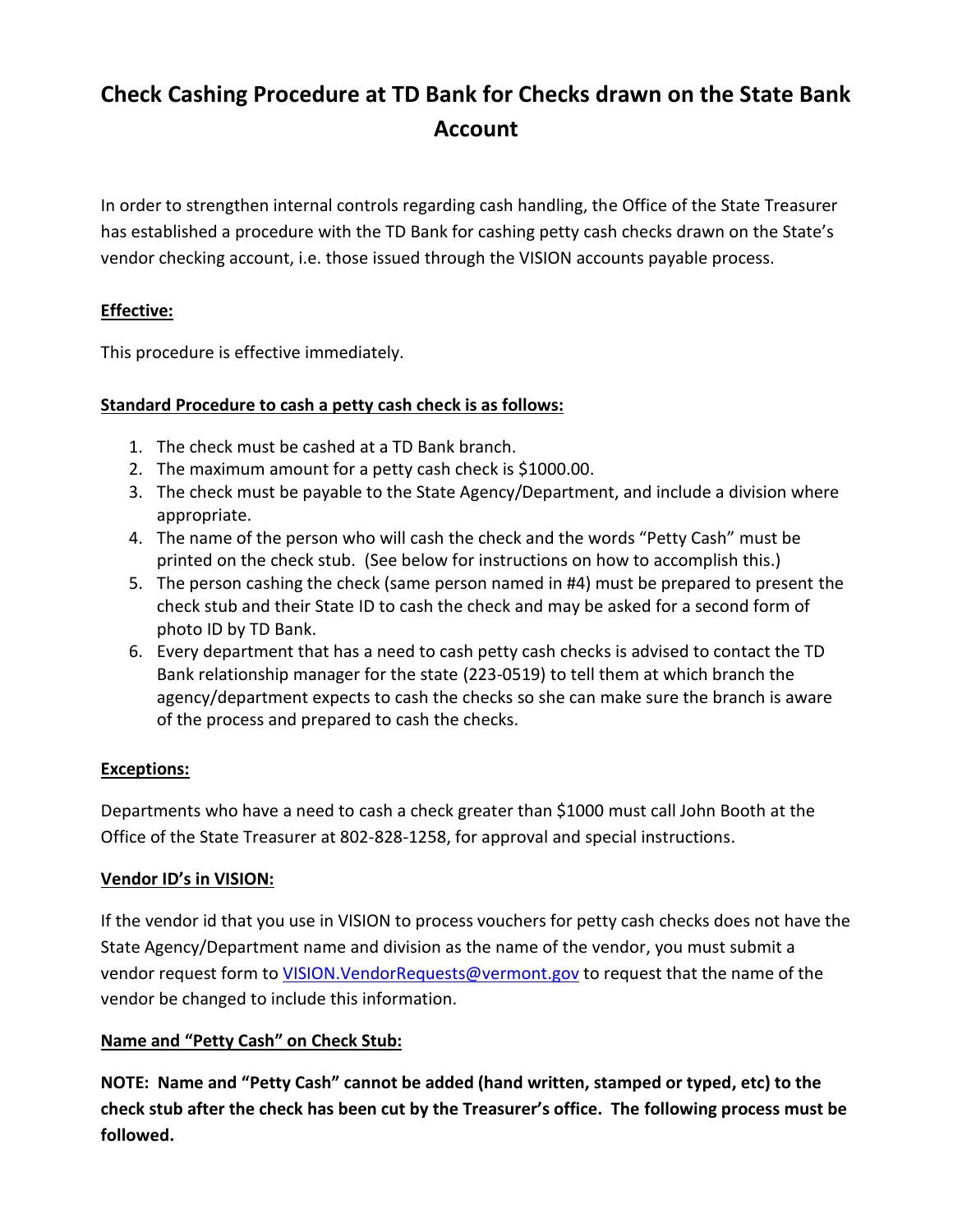# Check Cashing Procedure at TD Bank for Checks drawn on the State Bank Account

In order to strengthen internal controls regarding cash handling, the Office of the State Treasurer has established a procedure with the TD Bank for cashing petty cash checks drawn on the State's vendor checking account, i.e. those issued through the VISION accounts payable process.

**Effective:**

This procedure is effective immediately.

**Standard Procedure to cash a petty cash check is as follows:**

1. The check must be cashed at a TD Bank branch.
2. The maximum amount for a petty cash check is $1000.00.
3. The check must be payable to the State Agency/Department, and include a division where appropriate.
4. The name of the person who will cash the check and the words "Petty Cash" must be printed on the check stub. (See below for instructions on how to accomplish this.)
5. The person cashing the check (same person named in #4) must be prepared to present the check stub and their State ID to cash the check and may be asked for a second form of photo ID by TD Bank.
6. Every department that has a need to cash petty cash checks is advised to contact the TD Bank relationship manager for the state (223-0519) to tell them at which branch the agency/department expects to cash the checks so she can make sure the branch is aware of the process and prepared to cash the checks.

**Exceptions:**

Departments who have a need to cash a check greater than $1000 must call John Booth at the Office of the State Treasurer at 802-828-1258, for approval and special instructions.

**Vendor ID's in VISION:**

If the vendor id that you use in VISION to process vouchers for petty cash checks does not have the State Agency/Department name and division as the name of the vendor, you must submit a vendor request form to VISION.VendorRequests@vermont.gov to request that the name of the vendor be changed to include this information.

**Name and "Petty Cash" on Check Stub:**

**NOTE: Name and "Petty Cash" cannot be added (hand written, stamped or typed, etc) to the check stub after the check has been cut by the Treasurer's office. The following process must be followed.**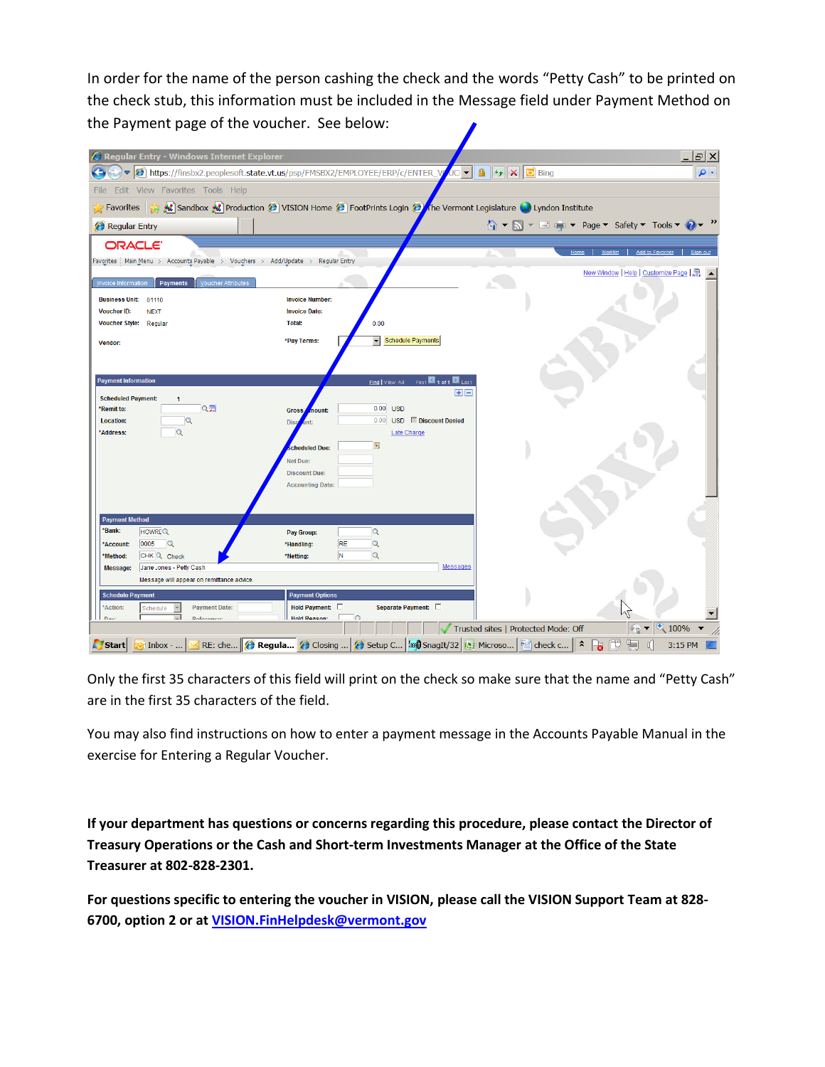In order for the name of the person cashing the check and the words "Petty Cash" to be printed on the check stub, this information must be included in the Message field under Payment Method on the Payment page of the voucher. See below:

Only the first 35 characters of this field will print on the check so make sure that the name and "Petty Cash" are in the first 35 characters of the field.

You may also find instructions on how to enter a payment message in the Accounts Payable Manual in the exercise for Entering a Regular Voucher.

**If your department has questions or concerns regarding this procedure, please contact the Director of Treasury Operations or the Cash and Short-term Investments Manager at the Office of the State Treasurer at 802-828-2301.**

**For questions specific to entering the voucher in VISION, please call the VISION Support Team at 828-6700, option 2 or at [VISION.FinHelpdesk@vermont.gov](mailto:VISION.FinHelpdesk@vermont.gov)**